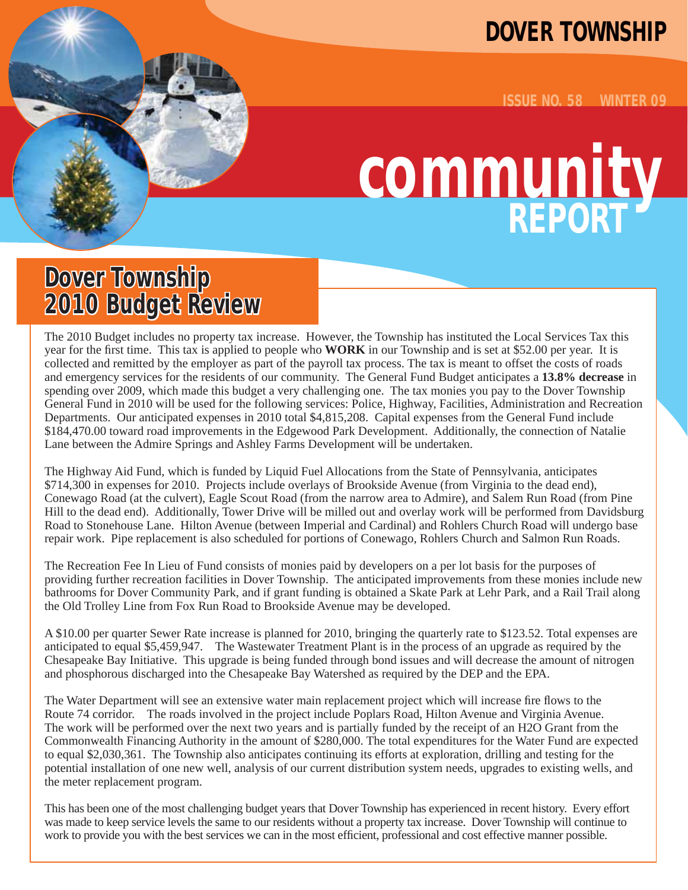# DOVER TOWNSHIP

ISSUE NO. 58 WINTER 09

# community REPORT

## Dover Township 2010 Budget Review

The 2010 Budget includes no property tax increase. However, the Township has instituted the Local Services Tax this year for the first time. This tax is applied to people who **WORK** in our Township and is set at $52.00 per year. It is collected and remitted by the employer as part of the payroll tax process. The tax is meant to offset the costs of roads and emergency services for the residents of our community. The General Fund Budget anticipates a **13.8% decrease** in spending over 2009, which made this budget a very challenging one. The tax monies you pay to the Dover Township General Fund in 2010 will be used for the following services: Police, Highway, Facilities, Administration and Recreation Departments. Our anticipated expenses in 2010 total $4,815,208. Capital expenses from the General Fund include $184,470.00 toward road improvements in the Edgewood Park Development. Additionally, the connection of Natalie Lane between the Admire Springs and Ashley Farms Development will be undertaken.

The Highway Aid Fund, which is funded by Liquid Fuel Allocations from the State of Pennsylvania, anticipates $714,300 in expenses for 2010. Projects include overlays of Brookside Avenue (from Virginia to the dead end), Conewago Road (at the culvert), Eagle Scout Road (from the narrow area to Admire), and Salem Run Road (from Pine Hill to the dead end). Additionally, Tower Drive will be milled out and overlay work will be performed from Davidsburg Road to Stonehouse Lane. Hilton Avenue (between Imperial and Cardinal) and Rohlers Church Road will undergo base repair work. Pipe replacement is also scheduled for portions of Conewago, Rohlers Church and Salmon Run Roads.

The Recreation Fee In Lieu of Fund consists of monies paid by developers on a per lot basis for the purposes of providing further recreation facilities in Dover Township. The anticipated improvements from these monies include new bathrooms for Dover Community Park, and if grant funding is obtained a Skate Park at Lehr Park, and a Rail Trail along the Old Trolley Line from Fox Run Road to Brookside Avenue may be developed.

A $10.00 per quarter Sewer Rate increase is planned for 2010, bringing the quarterly rate to $123.52. Total expenses are anticipated to equal $5,459,947. The Wastewater Treatment Plant is in the process of an upgrade as required by the Chesapeake Bay Initiative. This upgrade is being funded through bond issues and will decrease the amount of nitrogen and phosphorous discharged into the Chesapeake Bay Watershed as required by the DEP and the EPA.

The Water Department will see an extensive water main replacement project which will increase fire flows to the Route 74 corridor. The roads involved in the project include Poplars Road, Hilton Avenue and Virginia Avenue. The work will be performed over the next two years and is partially funded by the receipt of an H2O Grant from the Commonwealth Financing Authority in the amount of $280,000. The total expenditures for the Water Fund are expected to equal $2,030,361. The Township also anticipates continuing its efforts at exploration, drilling and testing for the potential installation of one new well, analysis of our current distribution system needs, upgrades to existing wells, and the meter replacement program.

This has been one of the most challenging budget years that Dover Township has experienced in recent history. Every effort was made to keep service levels the same to our residents without a property tax increase. Dover Township will continue to work to provide you with the best services we can in the most efficient, professional and cost effective manner possible.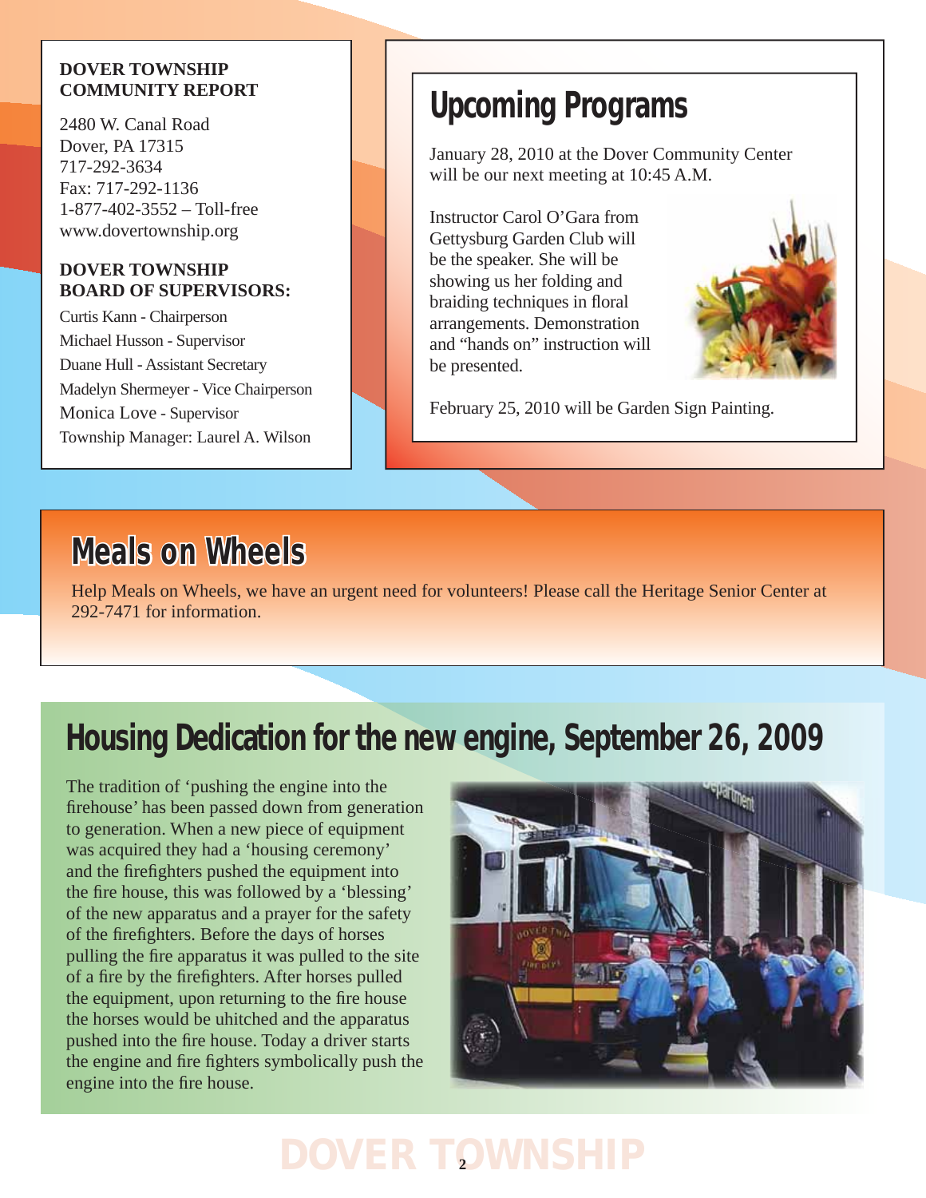**DOVER TOWNSHIP COMMUNITY REPORT**

2480 W. Canal Road
Dover, PA 17315
717-292-3634
Fax: 717-292-1136
1-877-402-3552 – Toll-free
www.dovertownship.org

**DOVER TOWNSHIP BOARD OF SUPERVISORS:**

Curtis Kann - Chairperson
Michael Husson - Supervisor
Duane Hull - Assistant Secretary
Madelyn Shermeyer - Vice Chairperson
Monica Love - Supervisor
Township Manager: Laurel A. Wilson

## Upcoming Programs

January 28, 2010 at the Dover Community Center will be our next meeting at 10:45 A.M.

Instructor Carol O'Gara from Gettysburg Garden Club will be the speaker. She will be showing us her folding and braiding techniques in floral arrangements. Demonstration and "hands on" instruction will be presented.

February 25, 2010 will be Garden Sign Painting.

## Meals on Wheels

Help Meals on Wheels, we have an urgent need for volunteers! Please call the Heritage Senior Center at 292-7471 for information.

## Housing Dedication for the new engine, September 26, 2009

The tradition of 'pushing the engine into the firehouse' has been passed down from generation to generation. When a new piece of equipment was acquired they had a 'housing ceremony' and the firefighters pushed the equipment into the fire house, this was followed by a 'blessing' of the new apparatus and a prayer for the safety of the firefighters. Before the days of horses pulling the fire apparatus it was pulled to the site of a fire by the firefighters. After horses pulled the equipment, upon returning to the fire house the horses would be uhitched and the apparatus pushed into the fire house. Today a driver starts the engine and fire fighters symbolically push the engine into the fire house.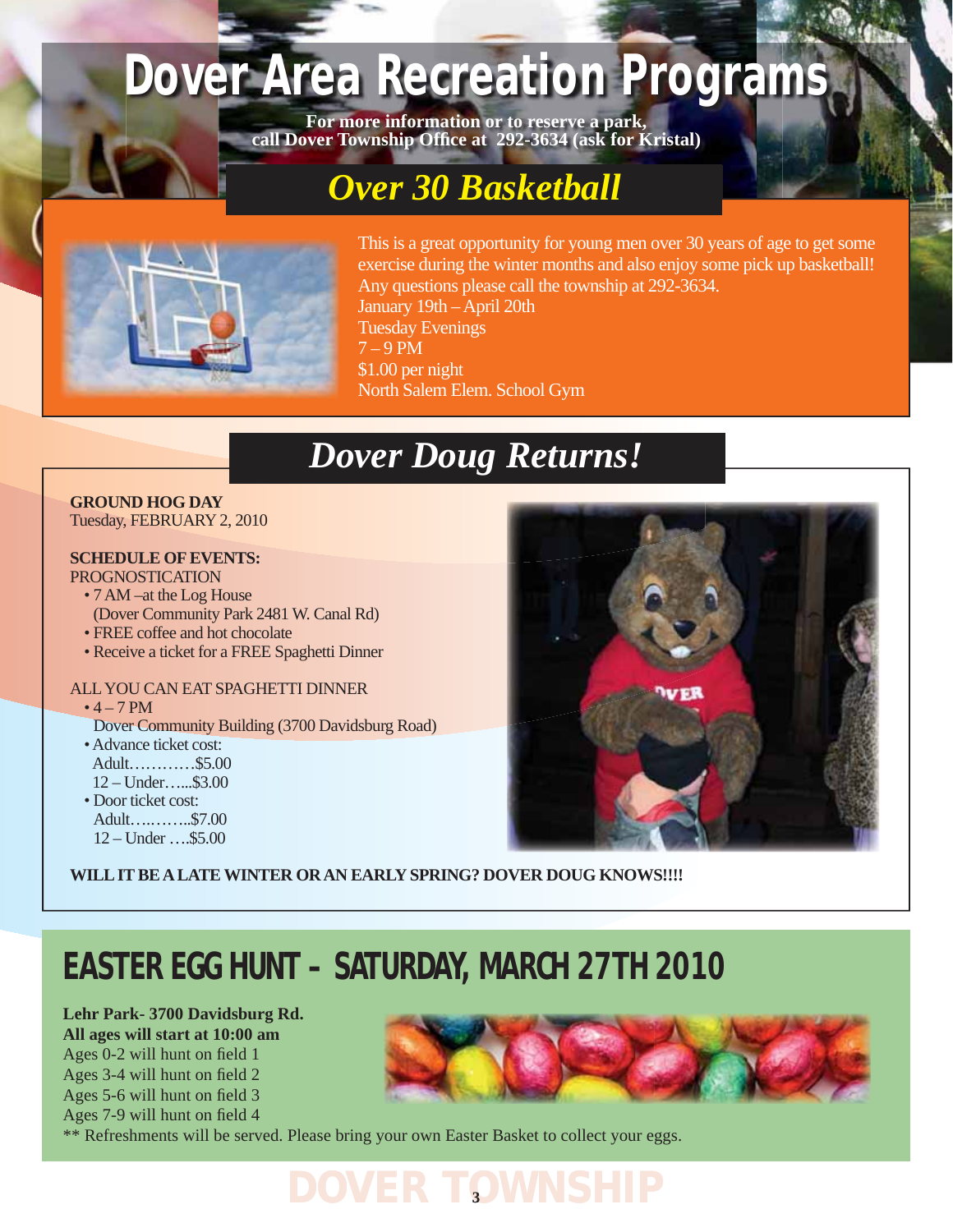# Dover Area Recreation Programs

**For more information or to reserve a park, call Dover Township Office at 292-3634 (ask for Kristal)**

## *Over 30 Basketball*

This is a great opportunity for young men over 30 years of age to get some exercise during the winter months and also enjoy some pick up basketball! Any questions please call the township at 292-3634.
January 19th – April 20th
Tuesday Evenings
7 – 9 PM
$1.00 per night
North Salem Elem. School Gym

## *Dover Doug Returns!*

**GROUND HOG DAY**
Tuesday, FEBRUARY 2, 2010

**SCHEDULE OF EVENTS:**
PROGNOSTICATION

- 7 AM –at the Log House
  (Dover Community Park 2481 W. Canal Rd)
- FREE coffee and hot chocolate
- Receive a ticket for a FREE Spaghetti Dinner

ALL YOU CAN EAT SPAGHETTI DINNER

- 4 – 7 PM
  Dover Community Building (3700 Davidsburg Road)
- Advance ticket cost:
  Adult…………$5.00
  12 – Under…....$3.00
- Door ticket cost:
  Adult…..……..$7.00
  12 – Under ….$5.00

**WILL IT BE A LATE WINTER OR AN EARLY SPRING? DOVER DOUG KNOWS!!!!**

## EASTER EGG HUNT – SATURDAY, MARCH 27TH 2010

**Lehr Park- 3700 Davidsburg Rd.**
**All ages will start at 10:00 am**
Ages 0-2 will hunt on field 1
Ages 3-4 will hunt on field 2
Ages 5-6 will hunt on field 3
Ages 7-9 will hunt on field 4
** Refreshments will be served. Please bring your own Easter Basket to collect your eggs.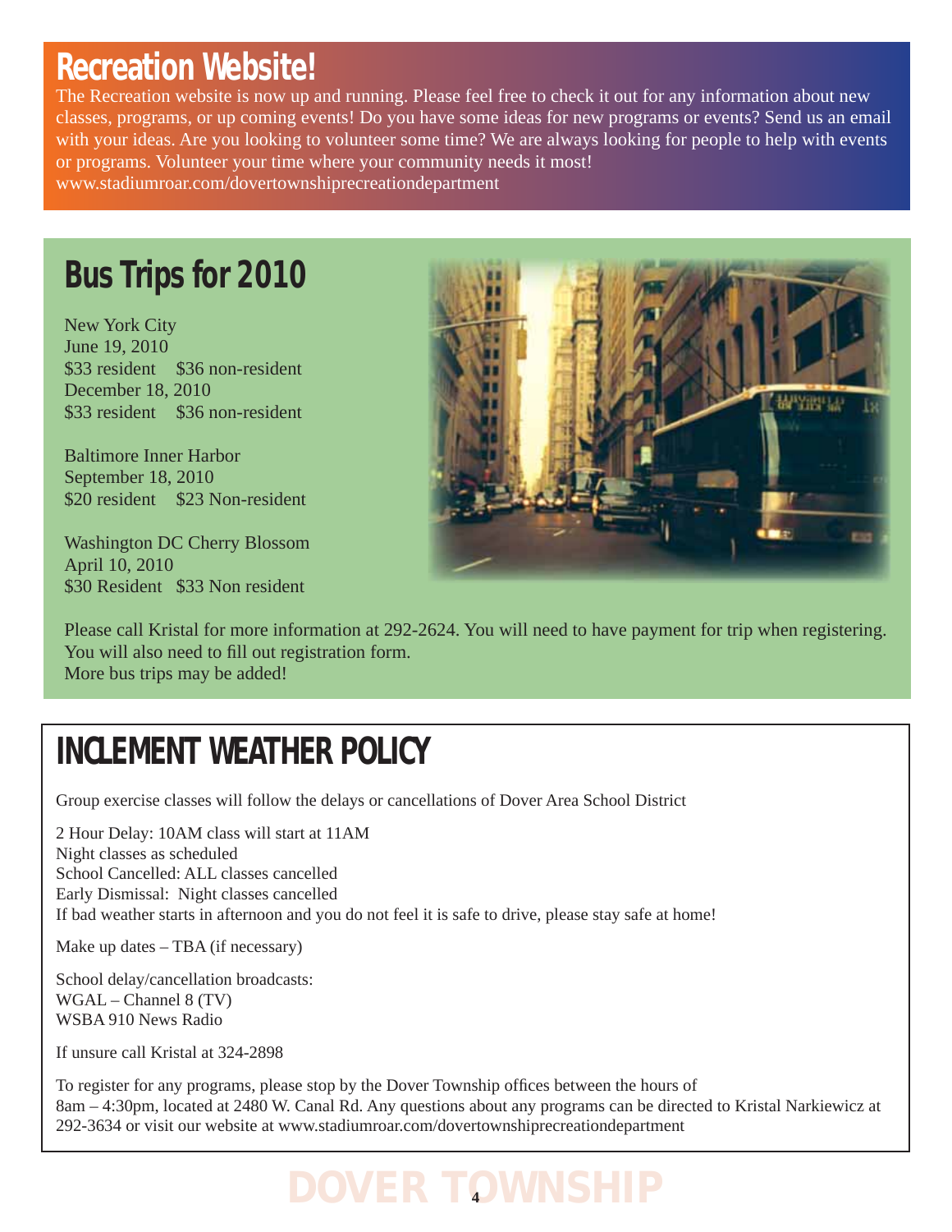## Recreation Website!

The Recreation website is now up and running. Please feel free to check it out for any information about new classes, programs, or up coming events! Do you have some ideas for new programs or events? Send us an email with your ideas. Are you looking to volunteer some time? We are always looking for people to help with events or programs. Volunteer your time where your community needs it most!
www.stadiumroar.com/dovertownshiprecreationdepartment

## Bus Trips for 2010

New York City
June 19, 2010
$33 resident $36 non-resident
December 18, 2010
$33 resident $36 non-resident

Baltimore Inner Harbor
September 18, 2010
$20 resident $23 Non-resident

Washington DC Cherry Blossom
April 10, 2010
$30 Resident $33 Non resident

Please call Kristal for more information at 292-2624. You will need to have payment for trip when registering. You will also need to fill out registration form.
More bus trips may be added!

## INCLEMENT WEATHER POLICY

Group exercise classes will follow the delays or cancellations of Dover Area School District

2 Hour Delay: 10AM class will start at 11AM
Night classes as scheduled
School Cancelled: ALL classes cancelled
Early Dismissal: Night classes cancelled
If bad weather starts in afternoon and you do not feel it is safe to drive, please stay safe at home!

Make up dates – TBA (if necessary)

School delay/cancellation broadcasts:
WGAL – Channel 8 (TV)
WSBA 910 News Radio

If unsure call Kristal at 324-2898

To register for any programs, please stop by the Dover Township offices between the hours of 8am – 4:30pm, located at 2480 W. Canal Rd. Any questions about any programs can be directed to Kristal Narkiewicz at 292-3634 or visit our website at www.stadiumroar.com/dovertownshiprecreationdepartment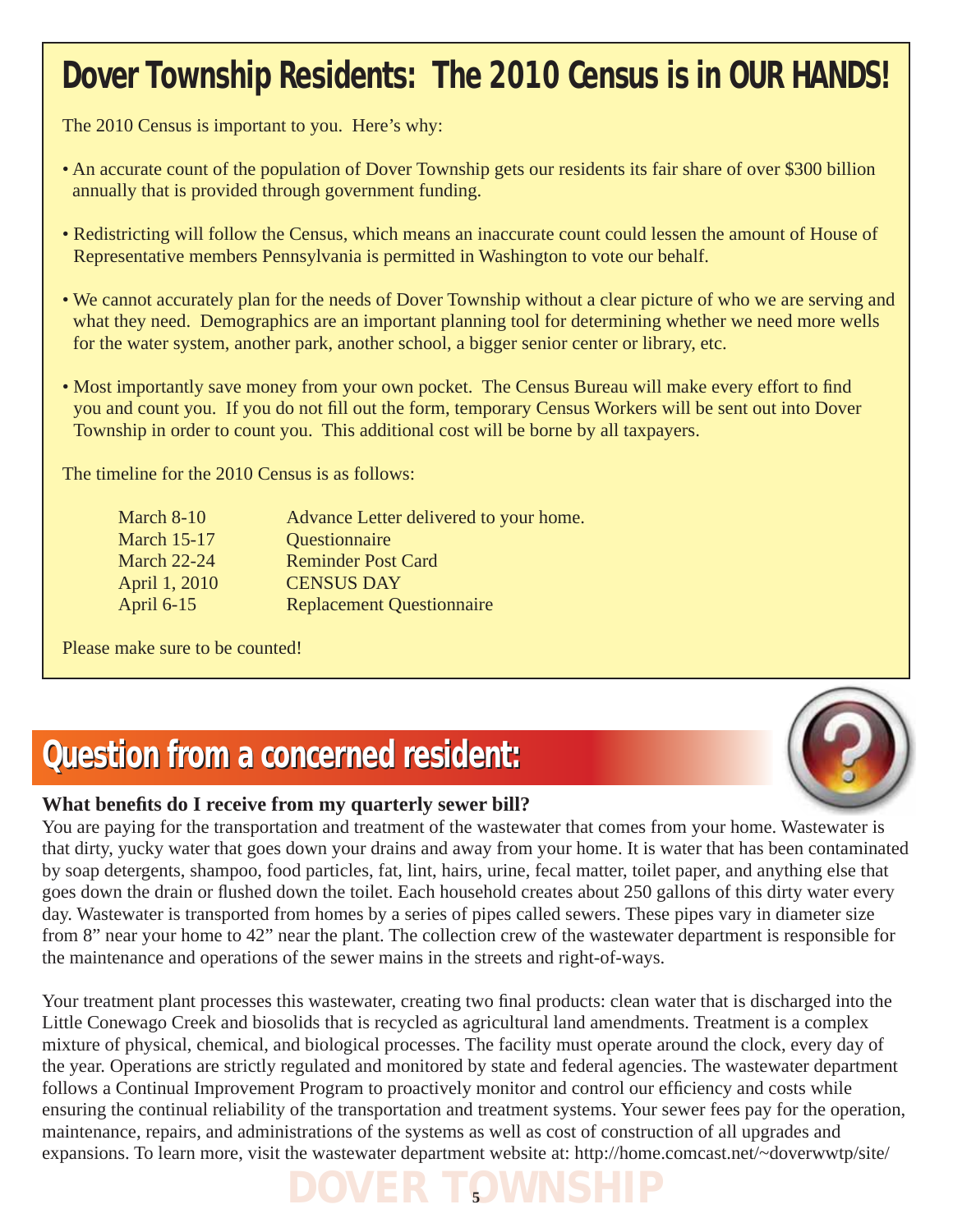# Dover Township Residents: The 2010 Census is in OUR HANDS!

The 2010 Census is important to you. Here's why:

- An accurate count of the population of Dover Township gets our residents its fair share of over $300 billion annually that is provided through government funding.
- Redistricting will follow the Census, which means an inaccurate count could lessen the amount of House of Representative members Pennsylvania is permitted in Washington to vote our behalf.
- We cannot accurately plan for the needs of Dover Township without a clear picture of who we are serving and what they need. Demographics are an important planning tool for determining whether we need more wells for the water system, another park, another school, a bigger senior center or library, etc.
- Most importantly save money from your own pocket. The Census Bureau will make every effort to find you and count you. If you do not fill out the form, temporary Census Workers will be sent out into Dover Township in order to count you. This additional cost will be borne by all taxpayers.

The timeline for the 2010 Census is as follows:

| | |
|---|---|
| March 8-10 | Advance Letter delivered to your home. |
| March 15-17 | Questionnaire |
| March 22-24 | Reminder Post Card |
| April 1, 2010 | CENSUS DAY |
| April 6-15 | Replacement Questionnaire |

Please make sure to be counted!

## Question from a concerned resident:

**What benefits do I receive from my quarterly sewer bill?**

You are paying for the transportation and treatment of the wastewater that comes from your home. Wastewater is that dirty, yucky water that goes down your drains and away from your home. It is water that has been contaminated by soap detergents, shampoo, food particles, fat, lint, hairs, urine, fecal matter, toilet paper, and anything else that goes down the drain or flushed down the toilet. Each household creates about 250 gallons of this dirty water every day. Wastewater is transported from homes by a series of pipes called sewers. These pipes vary in diameter size from 8" near your home to 42" near the plant. The collection crew of the wastewater department is responsible for the maintenance and operations of the sewer mains in the streets and right-of-ways.

Your treatment plant processes this wastewater, creating two final products: clean water that is discharged into the Little Conewago Creek and biosolids that is recycled as agricultural land amendments. Treatment is a complex mixture of physical, chemical, and biological processes. The facility must operate around the clock, every day of the year. Operations are strictly regulated and monitored by state and federal agencies. The wastewater department follows a Continual Improvement Program to proactively monitor and control our efficiency and costs while ensuring the continual reliability of the transportation and treatment systems. Your sewer fees pay for the operation, maintenance, repairs, and administrations of the systems as well as cost of construction of all upgrades and expansions. To learn more, visit the wastewater department website at: http://home.comcast.net/~doverwwtp/site/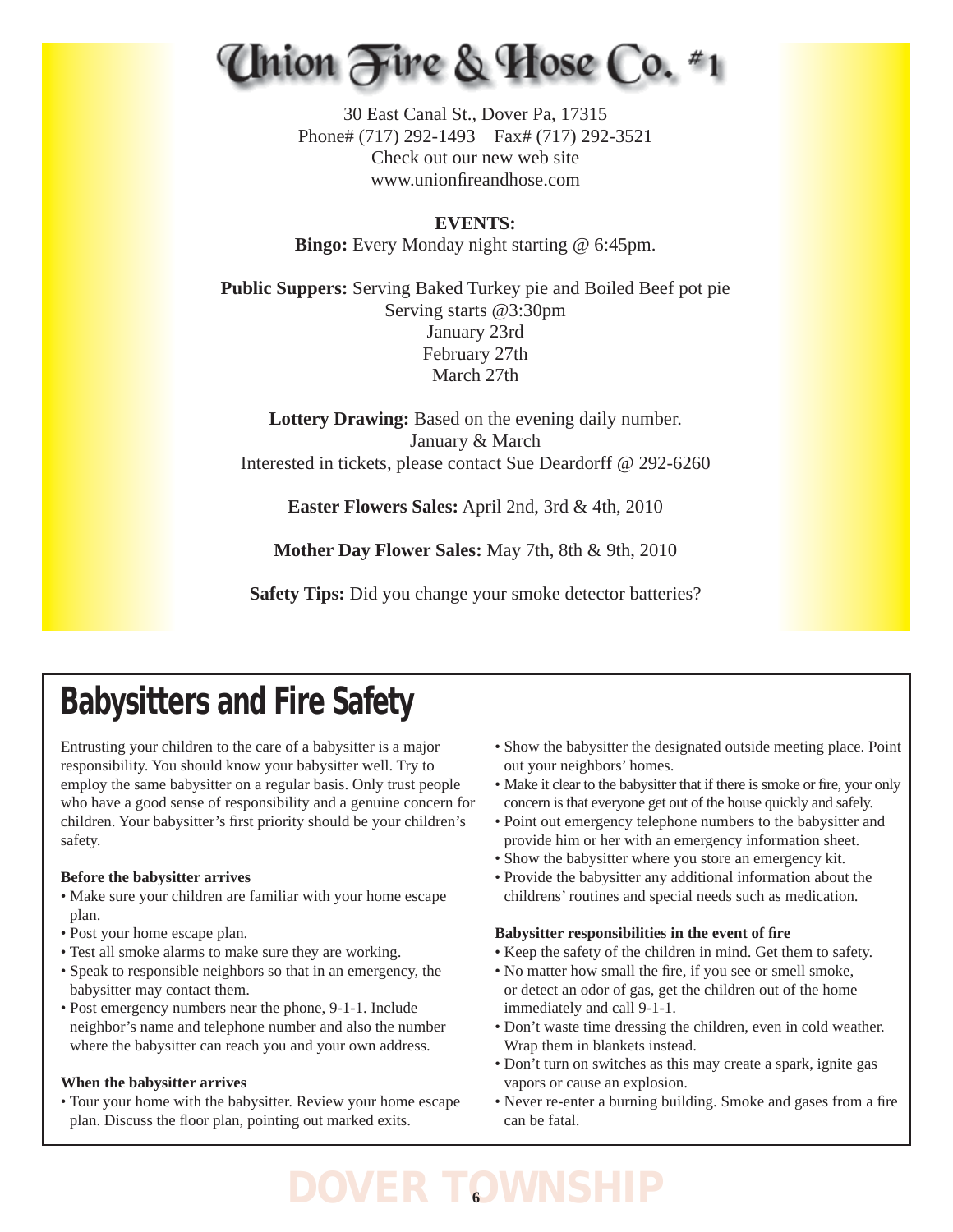# Union Fire & Hose Co. #1

30 East Canal St., Dover Pa, 17315
Phone# (717) 292-1493 Fax# (717) 292-3521
Check out our new web site
www.unionfireandhose.com

**EVENTS:**

**Bingo:** Every Monday night starting @ 6:45pm.

**Public Suppers:** Serving Baked Turkey pie and Boiled Beef pot pie
Serving starts @3:30pm
January 23rd
February 27th
March 27th

**Lottery Drawing:** Based on the evening daily number.
January & March
Interested in tickets, please contact Sue Deardorff @ 292-6260

**Easter Flowers Sales:** April 2nd, 3rd & 4th, 2010

**Mother Day Flower Sales:** May 7th, 8th & 9th, 2010

**Safety Tips:** Did you change your smoke detector batteries?

## Babysitters and Fire Safety

Entrusting your children to the care of a babysitter is a major responsibility. You should know your babysitter well. Try to employ the same babysitter on a regular basis. Only trust people who have a good sense of responsibility and a genuine concern for children. Your babysitter's first priority should be your children's safety.

**Before the babysitter arrives**

- Make sure your children are familiar with your home escape plan.
- Post your home escape plan.
- Test all smoke alarms to make sure they are working.
- Speak to responsible neighbors so that in an emergency, the babysitter may contact them.
- Post emergency numbers near the phone, 9-1-1. Include neighbor's name and telephone number and also the number where the babysitter can reach you and your own address.

**When the babysitter arrives**

- Tour your home with the babysitter. Review your home escape plan. Discuss the floor plan, pointing out marked exits.
- Show the babysitter the designated outside meeting place. Point out your neighbors' homes.
- Make it clear to the babysitter that if there is smoke or fire, your only concern is that everyone get out of the house quickly and safely.
- Point out emergency telephone numbers to the babysitter and provide him or her with an emergency information sheet.
- Show the babysitter where you store an emergency kit.
- Provide the babysitter any additional information about the childrens' routines and special needs such as medication.

**Babysitter responsibilities in the event of fire**

- Keep the safety of the children in mind. Get them to safety.
- No matter how small the fire, if you see or smell smoke, or detect an odor of gas, get the children out of the home immediately and call 9-1-1.
- Don't waste time dressing the children, even in cold weather. Wrap them in blankets instead.
- Don't turn on switches as this may create a spark, ignite gas vapors or cause an explosion.
- Never re-enter a burning building. Smoke and gases from a fire can be fatal.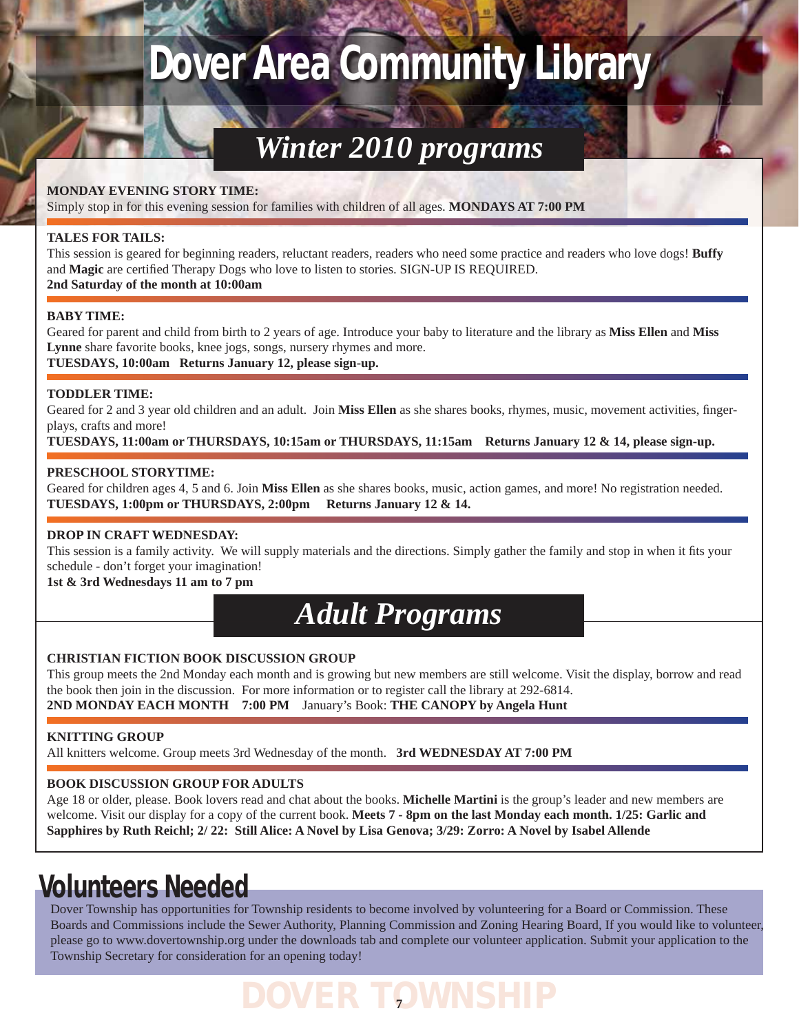# Dover Area Community Library

## *Winter 2010 programs*

**MONDAY EVENING STORY TIME:**
Simply stop in for this evening session for families with children of all ages. **MONDAYS AT 7:00 PM**

**TALES FOR TAILS:**
This session is geared for beginning readers, reluctant readers, readers who need some practice and readers who love dogs! **Buffy** and **Magic** are certified Therapy Dogs who love to listen to stories. SIGN-UP IS REQUIRED.
**2nd Saturday of the month at 10:00am**

**BABY TIME:**
Geared for parent and child from birth to 2 years of age. Introduce your baby to literature and the library as **Miss Ellen** and **Miss Lynne** share favorite books, knee jogs, songs, nursery rhymes and more.
**TUESDAYS, 10:00am Returns January 12, please sign-up.**

**TODDLER TIME:**
Geared for 2 and 3 year old children and an adult. Join **Miss Ellen** as she shares books, rhymes, music, movement activities, finger-plays, crafts and more!
**TUESDAYS, 11:00am or THURSDAYS, 10:15am or THURSDAYS, 11:15am Returns January 12 & 14, please sign-up.**

**PRESCHOOL STORYTIME:**
Geared for children ages 4, 5 and 6. Join **Miss Ellen** as she shares books, music, action games, and more! No registration needed.
**TUESDAYS, 1:00pm or THURSDAYS, 2:00pm Returns January 12 & 14.**

**DROP IN CRAFT WEDNESDAY:**
This session is a family activity. We will supply materials and the directions. Simply gather the family and stop in when it fits your schedule - don't forget your imagination!
**1st & 3rd Wednesdays 11 am to 7 pm**

## *Adult Programs*

**CHRISTIAN FICTION BOOK DISCUSSION GROUP**
This group meets the 2nd Monday each month and is growing but new members are still welcome. Visit the display, borrow and read the book then join in the discussion. For more information or to register call the library at 292-6814.
**2ND MONDAY EACH MONTH 7:00 PM** January's Book: **THE CANOPY by Angela Hunt**

**KNITTING GROUP**
All knitters welcome. Group meets 3rd Wednesday of the month. **3rd WEDNESDAY AT 7:00 PM**

**BOOK DISCUSSION GROUP FOR ADULTS**
Age 18 or older, please. Book lovers read and chat about the books. **Michelle Martini** is the group's leader and new members are welcome. Visit our display for a copy of the current book. **Meets 7 - 8pm on the last Monday each month. 1/25: Garlic and Sapphires by Ruth Reichl; 2/ 22: Still Alice: A Novel by Lisa Genova; 3/29: Zorro: A Novel by Isabel Allende**

# Volunteers Needed

Dover Township has opportunities for Township residents to become involved by volunteering for a Board or Commission. These Boards and Commissions include the Sewer Authority, Planning Commission and Zoning Hearing Board, If you would like to volunteer, please go to www.dovertownship.org under the downloads tab and complete our volunteer application. Submit your application to the Township Secretary for consideration for an opening today!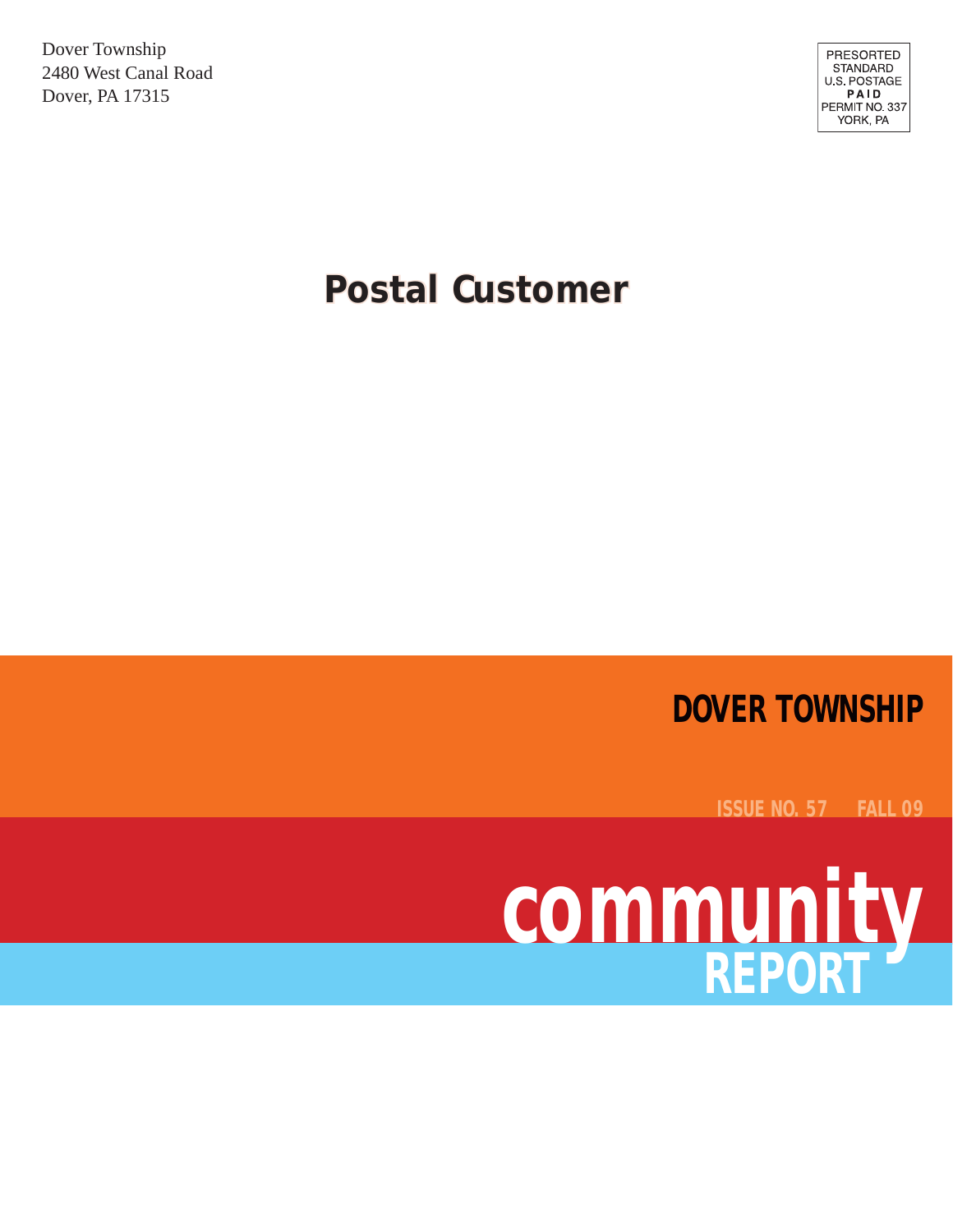Dover Township
2480 West Canal Road
Dover, PA 17315

PRESORTED
STANDARD
U.S. POSTAGE
PAID
PERMIT NO. 337
YORK, PA

**Postal Customer**

# DOVER TOWNSHIP

ISSUE NO. 57 FALL 09

# community REPORT